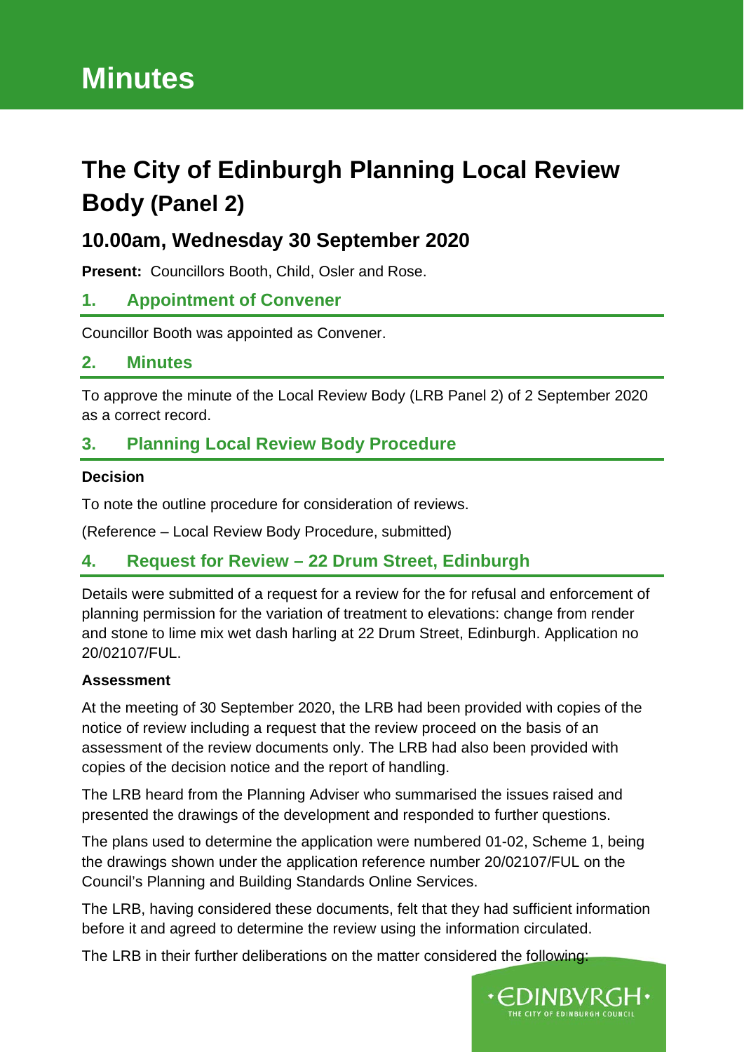# Minutes

# The City of Edinburgh Planning Local Review Body (Panel 2)

## 10.00am, Wednesday 30 September 2020

**Present:** Councillors Booth, Child, Osler and Rose.

### 1. Appointment of Convener

Councillor Booth was appointed as Convener.

### 2. Minutes

To approve the minute of the Local Review Body (LRB Panel 2) of 2 September 2020 as a correct record.

### 3. Planning Local Review Body Procedure

**Decision**

To note the outline procedure for consideration of reviews.

(Reference – Local Review Body Procedure, submitted)

### 4. Request for Review – 22 Drum Street, Edinburgh

Details were submitted of a request for a review for the for refusal and enforcement of planning permission for the variation of treatment to elevations: change from render and stone to lime mix wet dash harling at 22 Drum Street, Edinburgh. Application no 20/02107/FUL.

**Assessment**

At the meeting of 30 September 2020, the LRB had been provided with copies of the notice of review including a request that the review proceed on the basis of an assessment of the review documents only. The LRB had also been provided with copies of the decision notice and the report of handling.

The LRB heard from the Planning Adviser who summarised the issues raised and presented the drawings of the development and responded to further questions.

The plans used to determine the application were numbered 01-02, Scheme 1, being the drawings shown under the application reference number 20/02107/FUL on the Council's Planning and Building Standards Online Services.

The LRB, having considered these documents, felt that they had sufficient information before it and agreed to determine the review using the information circulated.

The LRB in their further deliberations on the matter considered the following: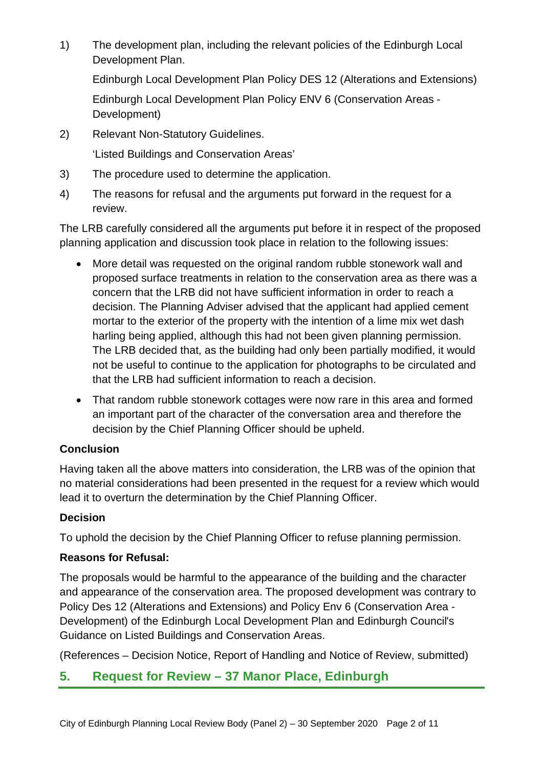1) The development plan, including the relevant policies of the Edinburgh Local Development Plan.

   Edinburgh Local Development Plan Policy DES 12 (Alterations and Extensions)

   Edinburgh Local Development Plan Policy ENV 6 (Conservation Areas - Development)

2) Relevant Non-Statutory Guidelines.

   'Listed Buildings and Conservation Areas'

3) The procedure used to determine the application.

4) The reasons for refusal and the arguments put forward in the request for a review.

The LRB carefully considered all the arguments put before it in respect of the proposed planning application and discussion took place in relation to the following issues:

- More detail was requested on the original random rubble stonework wall and proposed surface treatments in relation to the conservation area as there was a concern that the LRB did not have sufficient information in order to reach a decision. The Planning Adviser advised that the applicant had applied cement mortar to the exterior of the property with the intention of a lime mix wet dash harling being applied, although this had not been given planning permission. The LRB decided that, as the building had only been partially modified, it would not be useful to continue to the application for photographs to be circulated and that the LRB had sufficient information to reach a decision.
- That random rubble stonework cottages were now rare in this area and formed an important part of the character of the conversation area and therefore the decision by the Chief Planning Officer should be upheld.

**Conclusion**

Having taken all the above matters into consideration, the LRB was of the opinion that no material considerations had been presented in the request for a review which would lead it to overturn the determination by the Chief Planning Officer.

**Decision**

To uphold the decision by the Chief Planning Officer to refuse planning permission.

**Reasons for Refusal:**

The proposals would be harmful to the appearance of the building and the character and appearance of the conservation area. The proposed development was contrary to Policy Des 12 (Alterations and Extensions) and Policy Env 6 (Conservation Area - Development) of the Edinburgh Local Development Plan and Edinburgh Council's Guidance on Listed Buildings and Conservation Areas.

(References – Decision Notice, Report of Handling and Notice of Review, submitted)

## 5. Request for Review – 37 Manor Place, Edinburgh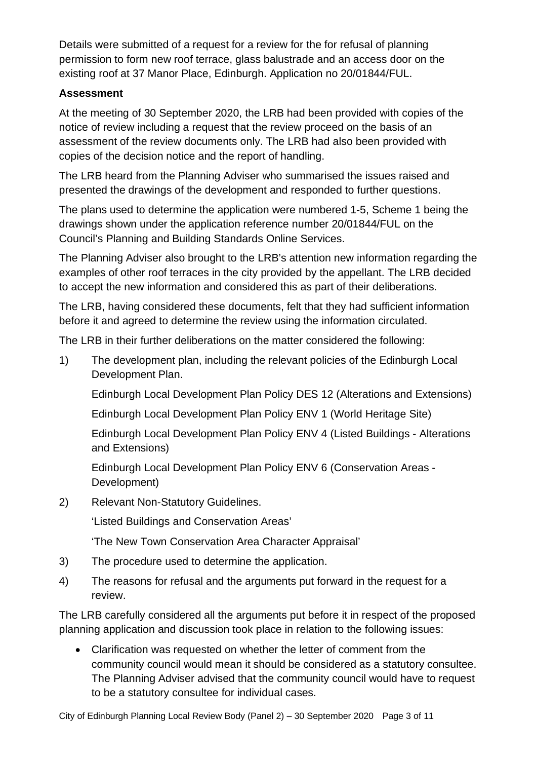Details were submitted of a request for a review for the for refusal of planning permission to form new roof terrace, glass balustrade and an access door on the existing roof at 37 Manor Place, Edinburgh. Application no 20/01844/FUL.

**Assessment**

At the meeting of 30 September 2020, the LRB had been provided with copies of the notice of review including a request that the review proceed on the basis of an assessment of the review documents only. The LRB had also been provided with copies of the decision notice and the report of handling.

The LRB heard from the Planning Adviser who summarised the issues raised and presented the drawings of the development and responded to further questions.

The plans used to determine the application were numbered 1-5, Scheme 1 being the drawings shown under the application reference number 20/01844/FUL on the Council's Planning and Building Standards Online Services.

The Planning Adviser also brought to the LRB's attention new information regarding the examples of other roof terraces in the city provided by the appellant. The LRB decided to accept the new information and considered this as part of their deliberations.

The LRB, having considered these documents, felt that they had sufficient information before it and agreed to determine the review using the information circulated.

The LRB in their further deliberations on the matter considered the following:

1) The development plan, including the relevant policies of the Edinburgh Local Development Plan.

   Edinburgh Local Development Plan Policy DES 12 (Alterations and Extensions)

   Edinburgh Local Development Plan Policy ENV 1 (World Heritage Site)

   Edinburgh Local Development Plan Policy ENV 4 (Listed Buildings - Alterations and Extensions)

   Edinburgh Local Development Plan Policy ENV 6 (Conservation Areas - Development)

2) Relevant Non-Statutory Guidelines.

   'Listed Buildings and Conservation Areas'

   'The New Town Conservation Area Character Appraisal'

3) The procedure used to determine the application.

4) The reasons for refusal and the arguments put forward in the request for a review.

The LRB carefully considered all the arguments put before it in respect of the proposed planning application and discussion took place in relation to the following issues:

- Clarification was requested on whether the letter of comment from the community council would mean it should be considered as a statutory consultee. The Planning Adviser advised that the community council would have to request to be a statutory consultee for individual cases.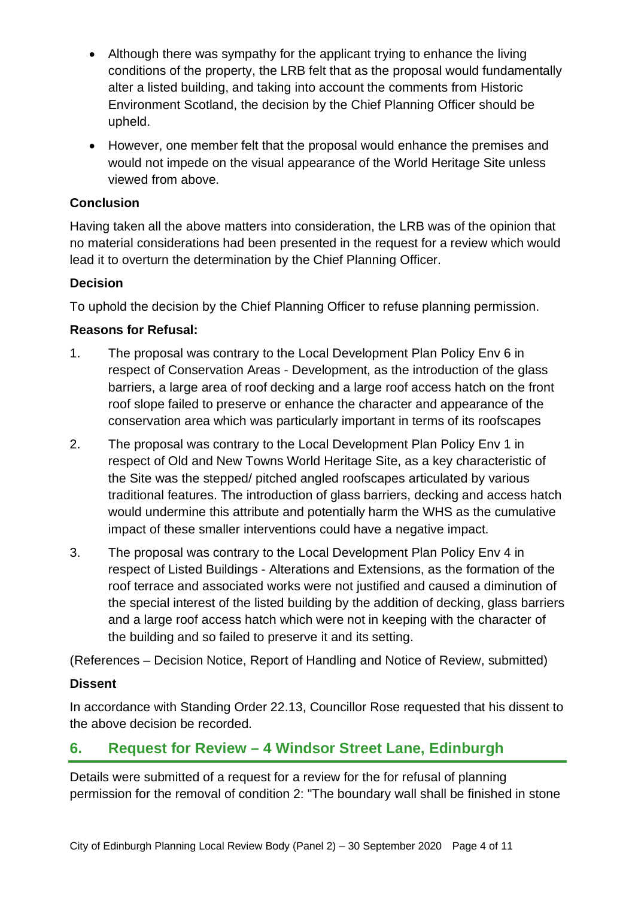- Although there was sympathy for the applicant trying to enhance the living conditions of the property, the LRB felt that as the proposal would fundamentally alter a listed building, and taking into account the comments from Historic Environment Scotland, the decision by the Chief Planning Officer should be upheld.
- However, one member felt that the proposal would enhance the premises and would not impede on the visual appearance of the World Heritage Site unless viewed from above.

**Conclusion**

Having taken all the above matters into consideration, the LRB was of the opinion that no material considerations had been presented in the request for a review which would lead it to overturn the determination by the Chief Planning Officer.

**Decision**

To uphold the decision by the Chief Planning Officer to refuse planning permission.

**Reasons for Refusal:**

1. The proposal was contrary to the Local Development Plan Policy Env 6 in respect of Conservation Areas - Development, as the introduction of the glass barriers, a large area of roof decking and a large roof access hatch on the front roof slope failed to preserve or enhance the character and appearance of the conservation area which was particularly important in terms of its roofscapes
2. The proposal was contrary to the Local Development Plan Policy Env 1 in respect of Old and New Towns World Heritage Site, as a key characteristic of the Site was the stepped/ pitched angled roofscapes articulated by various traditional features. The introduction of glass barriers, decking and access hatch would undermine this attribute and potentially harm the WHS as the cumulative impact of these smaller interventions could have a negative impact.
3. The proposal was contrary to the Local Development Plan Policy Env 4 in respect of Listed Buildings - Alterations and Extensions, as the formation of the roof terrace and associated works were not justified and caused a diminution of the special interest of the listed building by the addition of decking, glass barriers and a large roof access hatch which were not in keeping with the character of the building and so failed to preserve it and its setting.

(References – Decision Notice, Report of Handling and Notice of Review, submitted)

**Dissent**

In accordance with Standing Order 22.13, Councillor Rose requested that his dissent to the above decision be recorded.

## 6. Request for Review – 4 Windsor Street Lane, Edinburgh

Details were submitted of a request for a review for the for refusal of planning permission for the removal of condition 2: "The boundary wall shall be finished in stone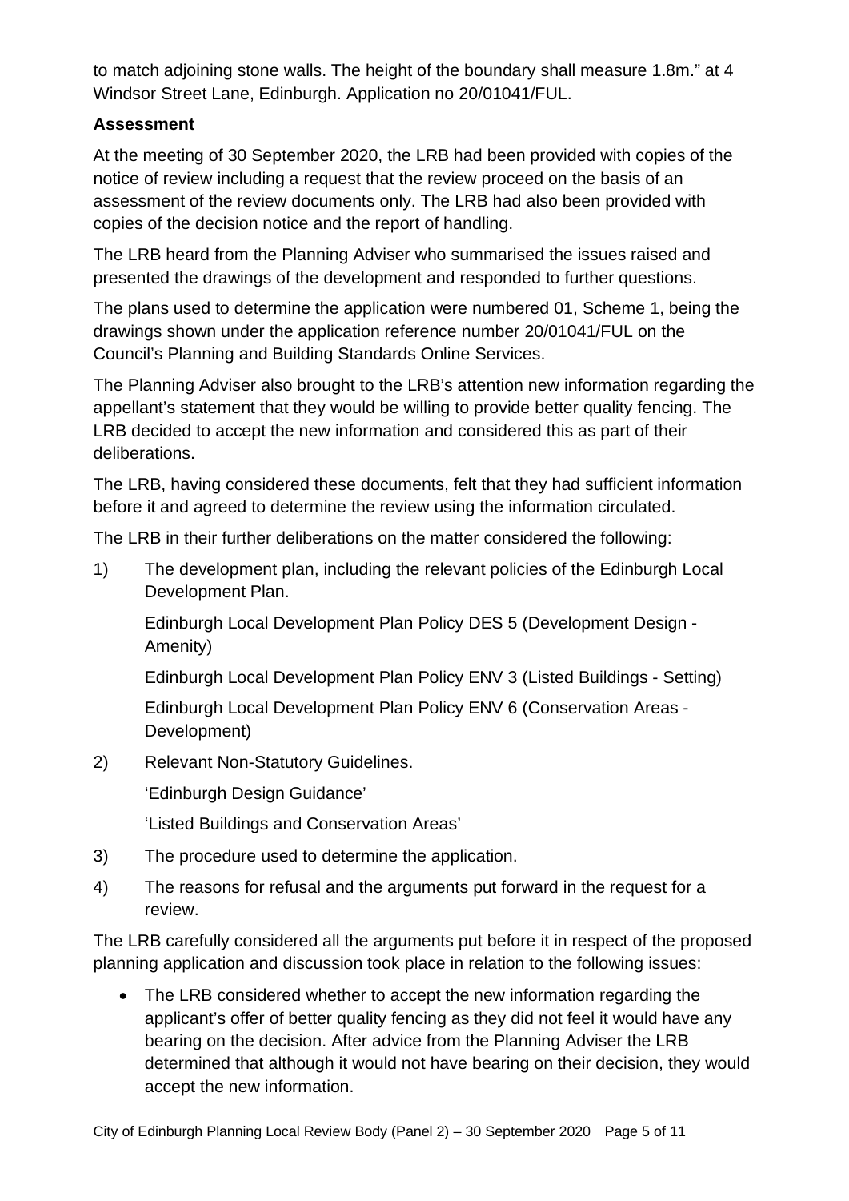to match adjoining stone walls. The height of the boundary shall measure 1.8m." at 4 Windsor Street Lane, Edinburgh. Application no 20/01041/FUL.

**Assessment**

At the meeting of 30 September 2020, the LRB had been provided with copies of the notice of review including a request that the review proceed on the basis of an assessment of the review documents only. The LRB had also been provided with copies of the decision notice and the report of handling.

The LRB heard from the Planning Adviser who summarised the issues raised and presented the drawings of the development and responded to further questions.

The plans used to determine the application were numbered 01, Scheme 1, being the drawings shown under the application reference number 20/01041/FUL on the Council's Planning and Building Standards Online Services.

The Planning Adviser also brought to the LRB's attention new information regarding the appellant's statement that they would be willing to provide better quality fencing. The LRB decided to accept the new information and considered this as part of their deliberations.

The LRB, having considered these documents, felt that they had sufficient information before it and agreed to determine the review using the information circulated.

The LRB in their further deliberations on the matter considered the following:

1) The development plan, including the relevant policies of the Edinburgh Local Development Plan.

   Edinburgh Local Development Plan Policy DES 5 (Development Design - Amenity)

   Edinburgh Local Development Plan Policy ENV 3 (Listed Buildings - Setting)

   Edinburgh Local Development Plan Policy ENV 6 (Conservation Areas - Development)

2) Relevant Non-Statutory Guidelines.

   'Edinburgh Design Guidance'

   'Listed Buildings and Conservation Areas'

3) The procedure used to determine the application.

4) The reasons for refusal and the arguments put forward in the request for a review.

The LRB carefully considered all the arguments put before it in respect of the proposed planning application and discussion took place in relation to the following issues:

- The LRB considered whether to accept the new information regarding the applicant's offer of better quality fencing as they did not feel it would have any bearing on the decision. After advice from the Planning Adviser the LRB determined that although it would not have bearing on their decision, they would accept the new information.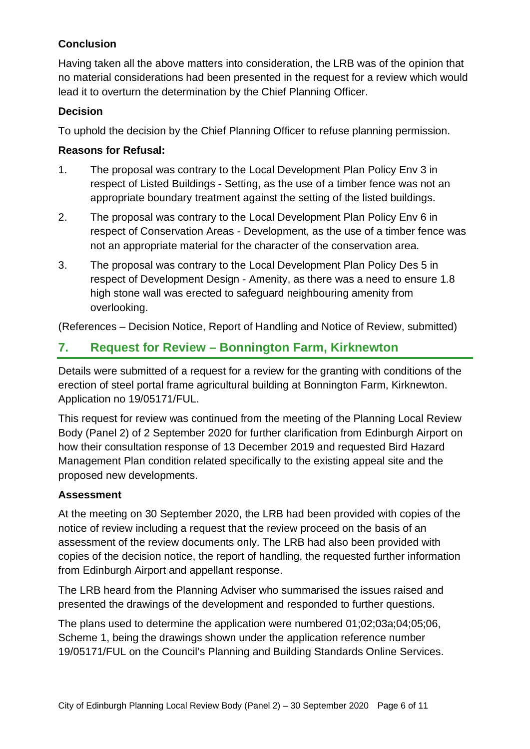**Conclusion**

Having taken all the above matters into consideration, the LRB was of the opinion that no material considerations had been presented in the request for a review which would lead it to overturn the determination by the Chief Planning Officer.

**Decision**

To uphold the decision by the Chief Planning Officer to refuse planning permission.

**Reasons for Refusal:**

1. The proposal was contrary to the Local Development Plan Policy Env 3 in respect of Listed Buildings - Setting, as the use of a timber fence was not an appropriate boundary treatment against the setting of the listed buildings.
2. The proposal was contrary to the Local Development Plan Policy Env 6 in respect of Conservation Areas - Development, as the use of a timber fence was not an appropriate material for the character of the conservation area.
3. The proposal was contrary to the Local Development Plan Policy Des 5 in respect of Development Design - Amenity, as there was a need to ensure 1.8 high stone wall was erected to safeguard neighbouring amenity from overlooking.

(References – Decision Notice, Report of Handling and Notice of Review, submitted)

## 7. Request for Review – Bonnington Farm, Kirknewton

Details were submitted of a request for a review for the granting with conditions of the erection of steel portal frame agricultural building at Bonnington Farm, Kirknewton. Application no 19/05171/FUL.

This request for review was continued from the meeting of the Planning Local Review Body (Panel 2) of 2 September 2020 for further clarification from Edinburgh Airport on how their consultation response of 13 December 2019 and requested Bird Hazard Management Plan condition related specifically to the existing appeal site and the proposed new developments.

**Assessment**

At the meeting on 30 September 2020, the LRB had been provided with copies of the notice of review including a request that the review proceed on the basis of an assessment of the review documents only. The LRB had also been provided with copies of the decision notice, the report of handling, the requested further information from Edinburgh Airport and appellant response.

The LRB heard from the Planning Adviser who summarised the issues raised and presented the drawings of the development and responded to further questions.

The plans used to determine the application were numbered 01;02;03a;04;05;06, Scheme 1, being the drawings shown under the application reference number 19/05171/FUL on the Council's Planning and Building Standards Online Services.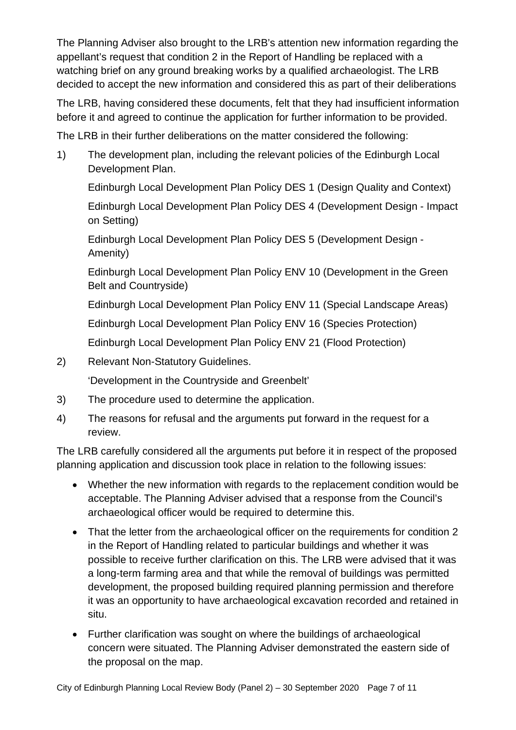The Planning Adviser also brought to the LRB's attention new information regarding the appellant's request that condition 2 in the Report of Handling be replaced with a watching brief on any ground breaking works by a qualified archaeologist. The LRB decided to accept the new information and considered this as part of their deliberations

The LRB, having considered these documents, felt that they had insufficient information before it and agreed to continue the application for further information to be provided.

The LRB in their further deliberations on the matter considered the following:

1) The development plan, including the relevant policies of the Edinburgh Local Development Plan.

   Edinburgh Local Development Plan Policy DES 1 (Design Quality and Context)

   Edinburgh Local Development Plan Policy DES 4 (Development Design - Impact on Setting)

   Edinburgh Local Development Plan Policy DES 5 (Development Design - Amenity)

   Edinburgh Local Development Plan Policy ENV 10 (Development in the Green Belt and Countryside)

   Edinburgh Local Development Plan Policy ENV 11 (Special Landscape Areas)

   Edinburgh Local Development Plan Policy ENV 16 (Species Protection)

   Edinburgh Local Development Plan Policy ENV 21 (Flood Protection)

2) Relevant Non-Statutory Guidelines.

   'Development in the Countryside and Greenbelt'

3) The procedure used to determine the application.

4) The reasons for refusal and the arguments put forward in the request for a review.

The LRB carefully considered all the arguments put before it in respect of the proposed planning application and discussion took place in relation to the following issues:

- Whether the new information with regards to the replacement condition would be acceptable. The Planning Adviser advised that a response from the Council's archaeological officer would be required to determine this.
- That the letter from the archaeological officer on the requirements for condition 2 in the Report of Handling related to particular buildings and whether it was possible to receive further clarification on this. The LRB were advised that it was a long-term farming area and that while the removal of buildings was permitted development, the proposed building required planning permission and therefore it was an opportunity to have archaeological excavation recorded and retained in situ.
- Further clarification was sought on where the buildings of archaeological concern were situated. The Planning Adviser demonstrated the eastern side of the proposal on the map.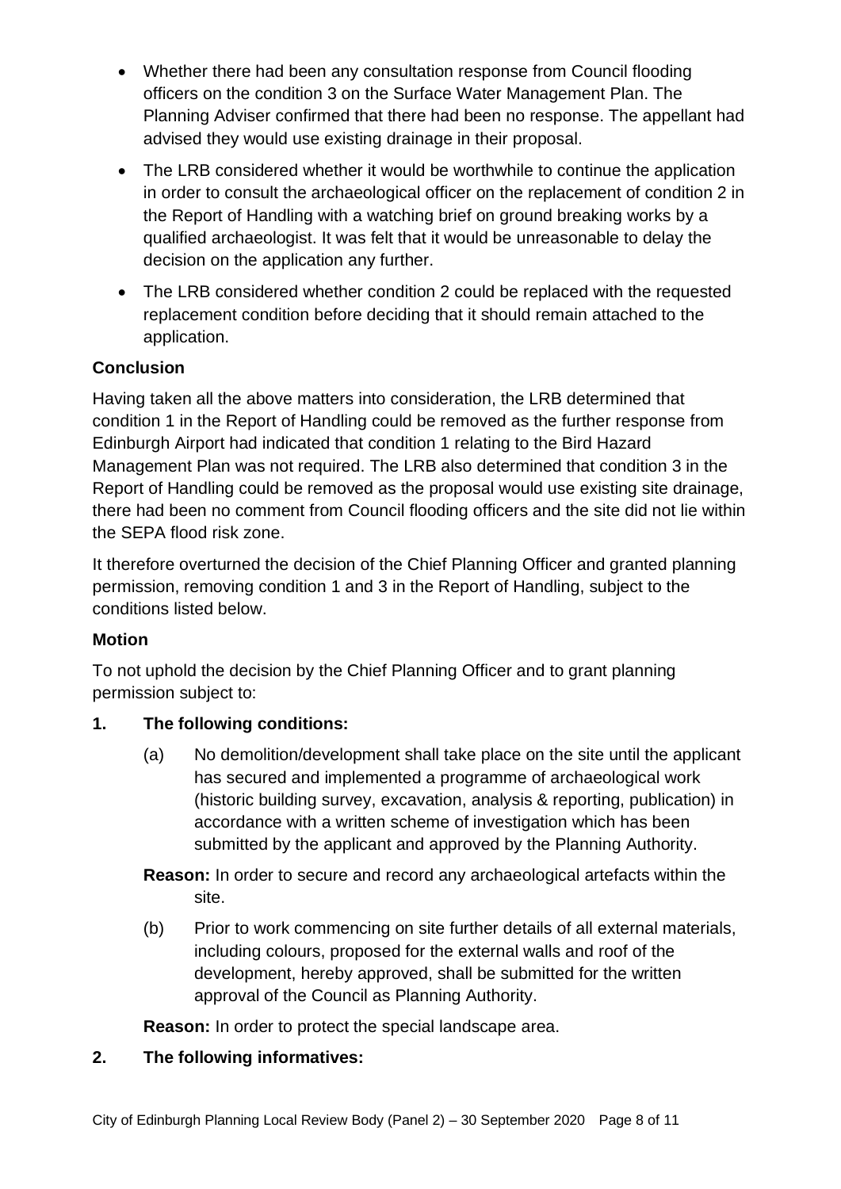- Whether there had been any consultation response from Council flooding officers on the condition 3 on the Surface Water Management Plan. The Planning Adviser confirmed that there had been no response. The appellant had advised they would use existing drainage in their proposal.
- The LRB considered whether it would be worthwhile to continue the application in order to consult the archaeological officer on the replacement of condition 2 in the Report of Handling with a watching brief on ground breaking works by a qualified archaeologist. It was felt that it would be unreasonable to delay the decision on the application any further.
- The LRB considered whether condition 2 could be replaced with the requested replacement condition before deciding that it should remain attached to the application.

**Conclusion**

Having taken all the above matters into consideration, the LRB determined that condition 1 in the Report of Handling could be removed as the further response from Edinburgh Airport had indicated that condition 1 relating to the Bird Hazard Management Plan was not required. The LRB also determined that condition 3 in the Report of Handling could be removed as the proposal would use existing site drainage, there had been no comment from Council flooding officers and the site did not lie within the SEPA flood risk zone.

It therefore overturned the decision of the Chief Planning Officer and granted planning permission, removing condition 1 and 3 in the Report of Handling, subject to the conditions listed below.

**Motion**

To not uphold the decision by the Chief Planning Officer and to grant planning permission subject to:

**1. The following conditions:**

(a) No demolition/development shall take place on the site until the applicant has secured and implemented a programme of archaeological work (historic building survey, excavation, analysis & reporting, publication) in accordance with a written scheme of investigation which has been submitted by the applicant and approved by the Planning Authority.

**Reason:** In order to secure and record any archaeological artefacts within the site.

(b) Prior to work commencing on site further details of all external materials, including colours, proposed for the external walls and roof of the development, hereby approved, shall be submitted for the written approval of the Council as Planning Authority.

**Reason:** In order to protect the special landscape area.

**2. The following informatives:**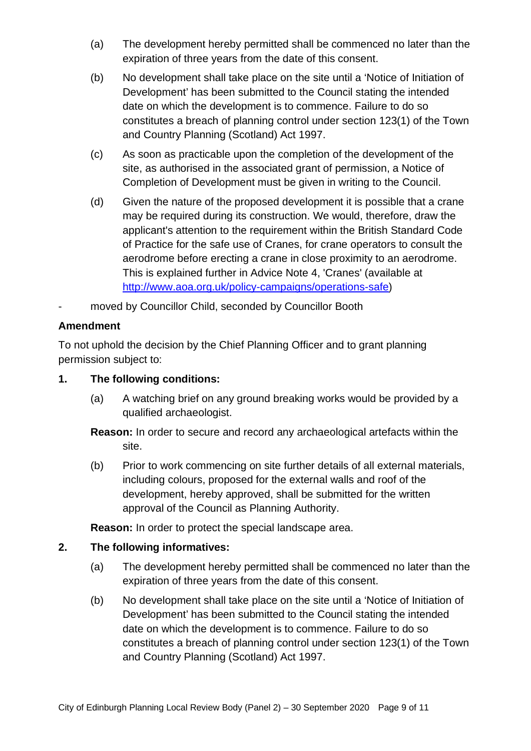(a) The development hereby permitted shall be commenced no later than the expiration of three years from the date of this consent.

(b) No development shall take place on the site until a 'Notice of Initiation of Development' has been submitted to the Council stating the intended date on which the development is to commence. Failure to do so constitutes a breach of planning control under section 123(1) of the Town and Country Planning (Scotland) Act 1997.

(c) As soon as practicable upon the completion of the development of the site, as authorised in the associated grant of permission, a Notice of Completion of Development must be given in writing to the Council.

(d) Given the nature of the proposed development it is possible that a crane may be required during its construction. We would, therefore, draw the applicant's attention to the requirement within the British Standard Code of Practice for the safe use of Cranes, for crane operators to consult the aerodrome before erecting a crane in close proximity to an aerodrome. This is explained further in Advice Note 4, 'Cranes' (available at [http://www.aoa.org.uk/policy-campaigns/operations-safe](http://www.aoa.org.uk/policy-campaigns/operations-safe))

- moved by Councillor Child, seconded by Councillor Booth

**Amendment**

To not uphold the decision by the Chief Planning Officer and to grant planning permission subject to:

**1. The following conditions:**

(a) A watching brief on any ground breaking works would be provided by a qualified archaeologist.

**Reason:** In order to secure and record any archaeological artefacts within the site.

(b) Prior to work commencing on site further details of all external materials, including colours, proposed for the external walls and roof of the development, hereby approved, shall be submitted for the written approval of the Council as Planning Authority.

**Reason:** In order to protect the special landscape area.

**2. The following informatives:**

(a) The development hereby permitted shall be commenced no later than the expiration of three years from the date of this consent.

(b) No development shall take place on the site until a 'Notice of Initiation of Development' has been submitted to the Council stating the intended date on which the development is to commence. Failure to do so constitutes a breach of planning control under section 123(1) of the Town and Country Planning (Scotland) Act 1997.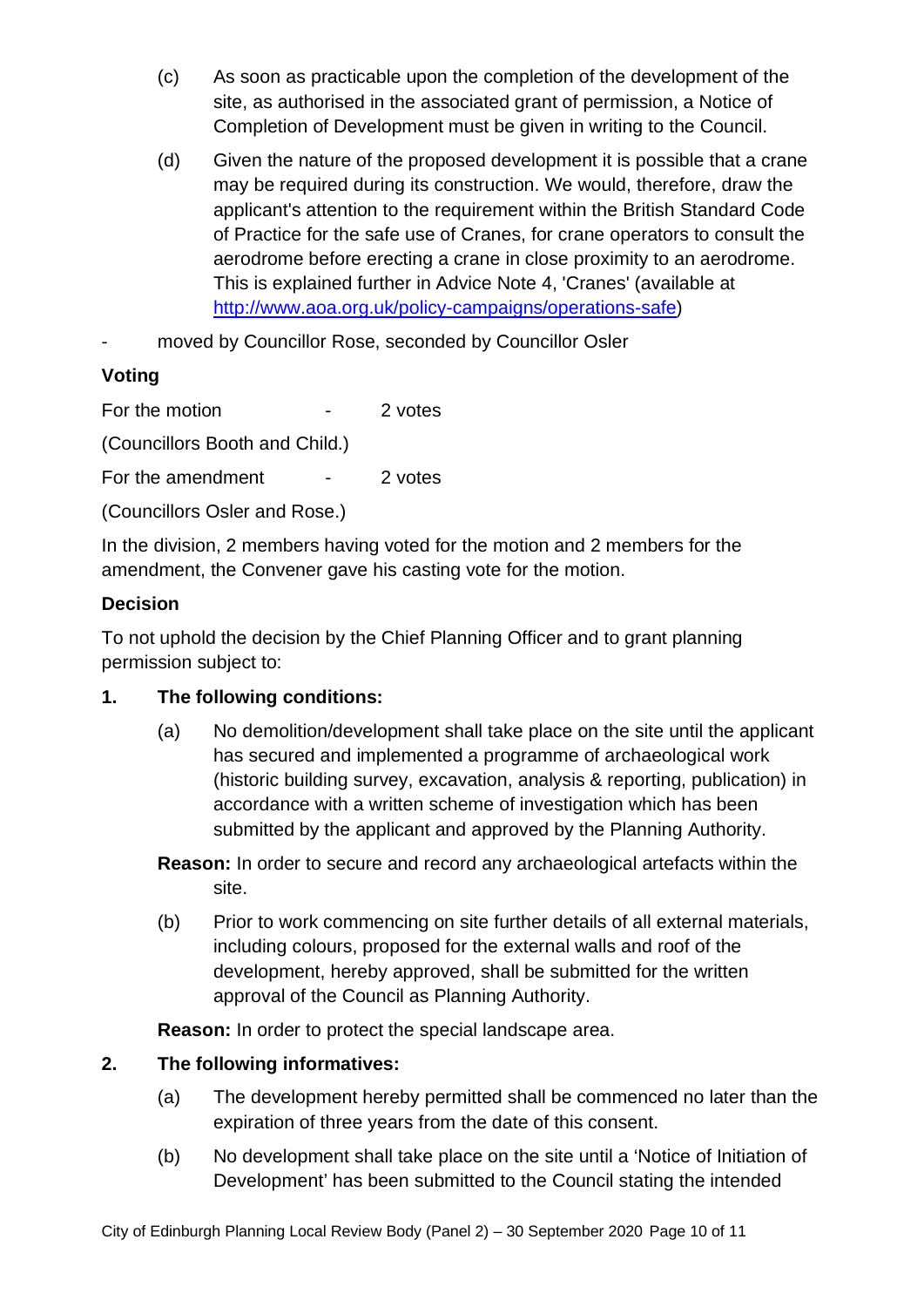(c) As soon as practicable upon the completion of the development of the site, as authorised in the associated grant of permission, a Notice of Completion of Development must be given in writing to the Council.

(d) Given the nature of the proposed development it is possible that a crane may be required during its construction. We would, therefore, draw the applicant's attention to the requirement within the British Standard Code of Practice for the safe use of Cranes, for crane operators to consult the aerodrome before erecting a crane in close proximity to an aerodrome. This is explained further in Advice Note 4, 'Cranes' (available at http://www.aoa.org.uk/policy-campaigns/operations-safe)

- moved by Councillor Rose, seconded by Councillor Osler

**Voting**

For the motion - 2 votes

(Councillors Booth and Child.)

For the amendment - 2 votes

(Councillors Osler and Rose.)

In the division, 2 members having voted for the motion and 2 members for the amendment, the Convener gave his casting vote for the motion.

**Decision**

To not uphold the decision by the Chief Planning Officer and to grant planning permission subject to:

**1. The following conditions:**

(a) No demolition/development shall take place on the site until the applicant has secured and implemented a programme of archaeological work (historic building survey, excavation, analysis & reporting, publication) in accordance with a written scheme of investigation which has been submitted by the applicant and approved by the Planning Authority.

**Reason:** In order to secure and record any archaeological artefacts within the site.

(b) Prior to work commencing on site further details of all external materials, including colours, proposed for the external walls and roof of the development, hereby approved, shall be submitted for the written approval of the Council as Planning Authority.

**Reason:** In order to protect the special landscape area.

**2. The following informatives:**

(a) The development hereby permitted shall be commenced no later than the expiration of three years from the date of this consent.

(b) No development shall take place on the site until a 'Notice of Initiation of Development' has been submitted to the Council stating the intended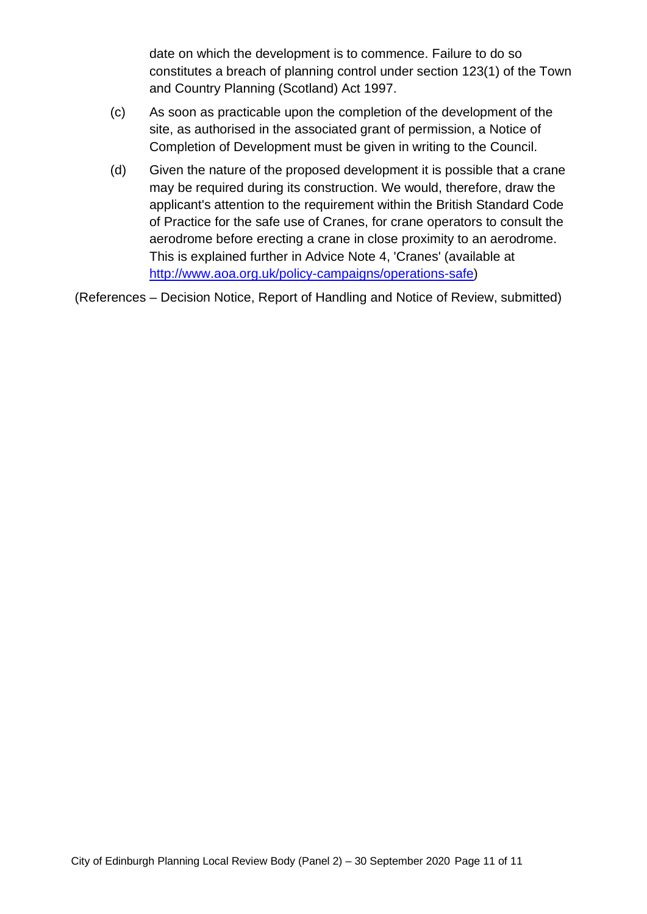date on which the development is to commence. Failure to do so constitutes a breach of planning control under section 123(1) of the Town and Country Planning (Scotland) Act 1997.

(c) As soon as practicable upon the completion of the development of the site, as authorised in the associated grant of permission, a Notice of Completion of Development must be given in writing to the Council.

(d) Given the nature of the proposed development it is possible that a crane may be required during its construction. We would, therefore, draw the applicant's attention to the requirement within the British Standard Code of Practice for the safe use of Cranes, for crane operators to consult the aerodrome before erecting a crane in close proximity to an aerodrome. This is explained further in Advice Note 4, 'Cranes' (available at [http://www.aoa.org.uk/policy-campaigns/operations-safe](http://www.aoa.org.uk/policy-campaigns/operations-safe))

(References – Decision Notice, Report of Handling and Notice of Review, submitted)